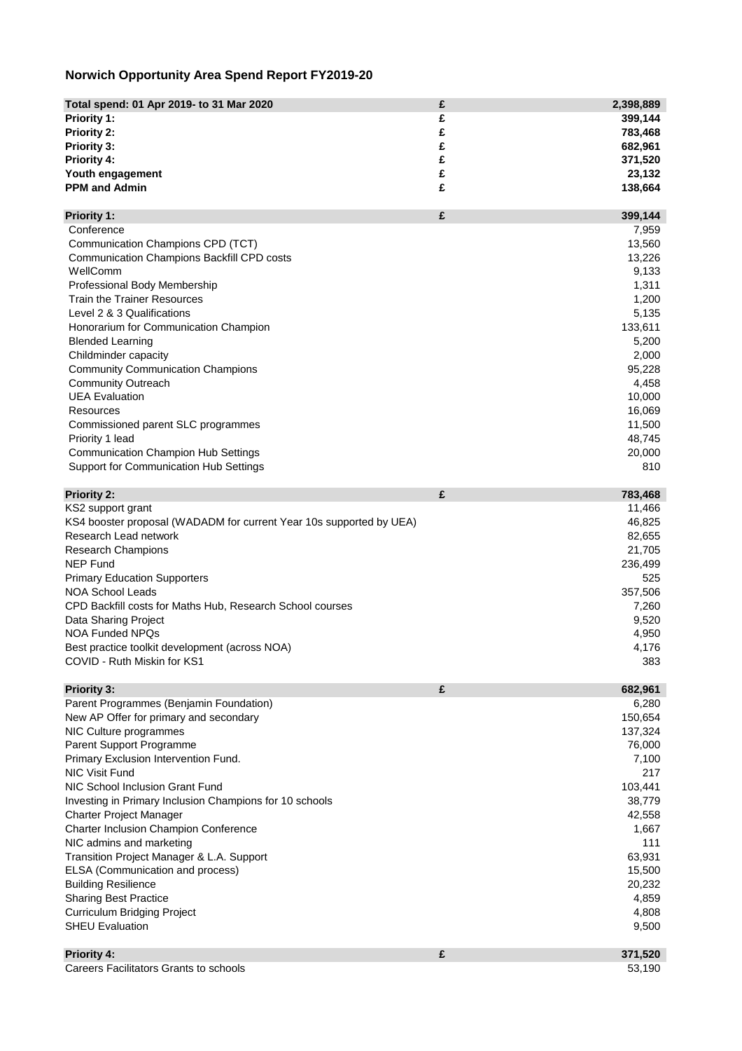# Norwich Opportunity Area Spend Report FY2019-20

| Total spend: 01 Apr 2019- to 31 Mar 2020 | £ | 2,398,889 |
|---|---|---|
| Priority 1: | £ | 399,144 |
| Priority 2: | £ | 783,468 |
| Priority 3: | £ | 682,961 |
| Priority 4: | £ | 371,520 |
| Youth engagement | £ | 23,132 |
| PPM and Admin | £ | 138,664 |

| Priority 1: | £ | 399,144 |
|---|---|---|
| Conference | | 7,959 |
| Communication Champions CPD (TCT) | | 13,560 |
| Communication Champions Backfill CPD costs | | 13,226 |
| WellComm | | 9,133 |
| Professional Body Membership | | 1,311 |
| Train the Trainer Resources | | 1,200 |
| Level 2 & 3 Qualifications | | 5,135 |
| Honorarium for Communication Champion | | 133,611 |
| Blended Learning | | 5,200 |
| Childminder capacity | | 2,000 |
| Community Communication Champions | | 95,228 |
| Community Outreach | | 4,458 |
| UEA Evaluation | | 10,000 |
| Resources | | 16,069 |
| Commissioned parent SLC programmes | | 11,500 |
| Priority 1 lead | | 48,745 |
| Communication Champion Hub Settings | | 20,000 |
| Support for Communication Hub Settings | | 810 |

| Priority 2: | £ | 783,468 |
|---|---|---|
| KS2 support grant | | 11,466 |
| KS4 booster proposal (WADADM for current Year 10s supported by UEA) | | 46,825 |
| Research Lead network | | 82,655 |
| Research Champions | | 21,705 |
| NEP Fund | | 236,499 |
| Primary Education Supporters | | 525 |
| NOA School Leads | | 357,506 |
| CPD Backfill costs for Maths Hub, Research School courses | | 7,260 |
| Data Sharing Project | | 9,520 |
| NOA Funded NPQs | | 4,950 |
| Best practice toolkit development (across NOA) | | 4,176 |
| COVID - Ruth Miskin for KS1 | | 383 |

| Priority 3: | £ | 682,961 |
|---|---|---|
| Parent Programmes (Benjamin Foundation) | | 6,280 |
| New AP Offer for primary and secondary | | 150,654 |
| NIC Culture programmes | | 137,324 |
| Parent Support Programme | | 76,000 |
| Primary Exclusion Intervention Fund. | | 7,100 |
| NIC Visit Fund | | 217 |
| NIC School Inclusion Grant Fund | | 103,441 |
| Investing in Primary Inclusion Champions for 10 schools | | 38,779 |
| Charter Project Manager | | 42,558 |
| Charter Inclusion Champion Conference | | 1,667 |
| NIC admins and marketing | | 111 |
| Transition Project Manager & L.A. Support | | 63,931 |
| ELSA (Communication and process) | | 15,500 |
| Building Resilience | | 20,232 |
| Sharing Best Practice | | 4,859 |
| Curriculum Bridging Project | | 4,808 |
| SHEU Evaluation | | 9,500 |

| Priority 4: | £ | 371,520 |
|---|---|---|
| Careers Facilitators Grants to schools | | 53,190 |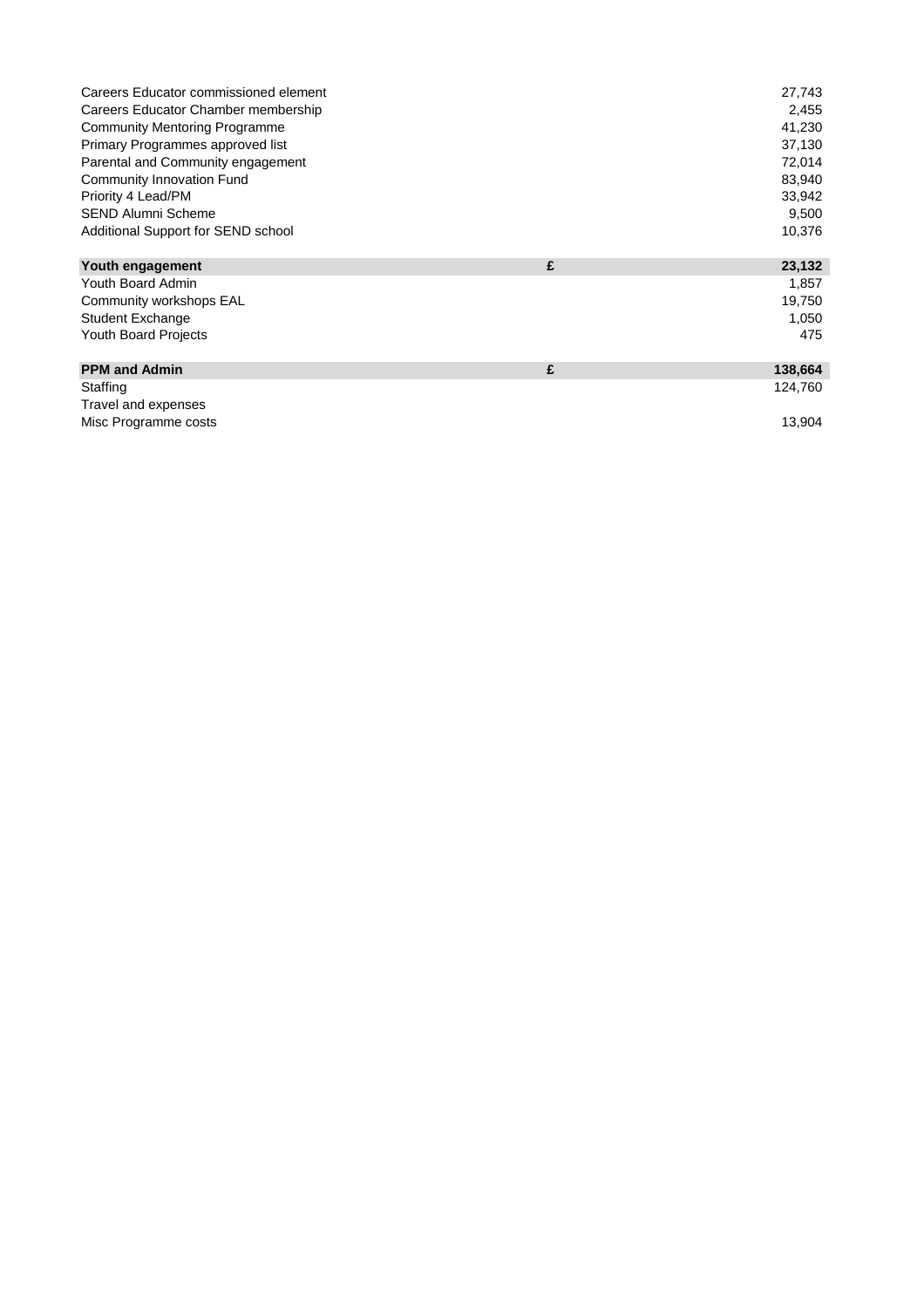| | | |
|---|---|---|
| Careers Educator commissioned element | | 27,743 |
| Careers Educator Chamber membership | | 2,455 |
| Community Mentoring Programme | | 41,230 |
| Primary Programmes approved list | | 37,130 |
| Parental and Community engagement | | 72,014 |
| Community Innovation Fund | | 83,940 |
| Priority 4 Lead/PM | | 33,942 |
| SEND Alumni Scheme | | 9,500 |
| Additional Support for SEND school | | 10,376 |
| **Youth engagement** | **£** | **23,132** |
| Youth Board Admin | | 1,857 |
| Community workshops EAL | | 19,750 |
| Student Exchange | | 1,050 |
| Youth Board Projects | | 475 |
| **PPM and Admin** | **£** | **138,664** |
| Staffing | | 124,760 |
| Travel and expenses | | |
| Misc Programme costs | | 13,904 |